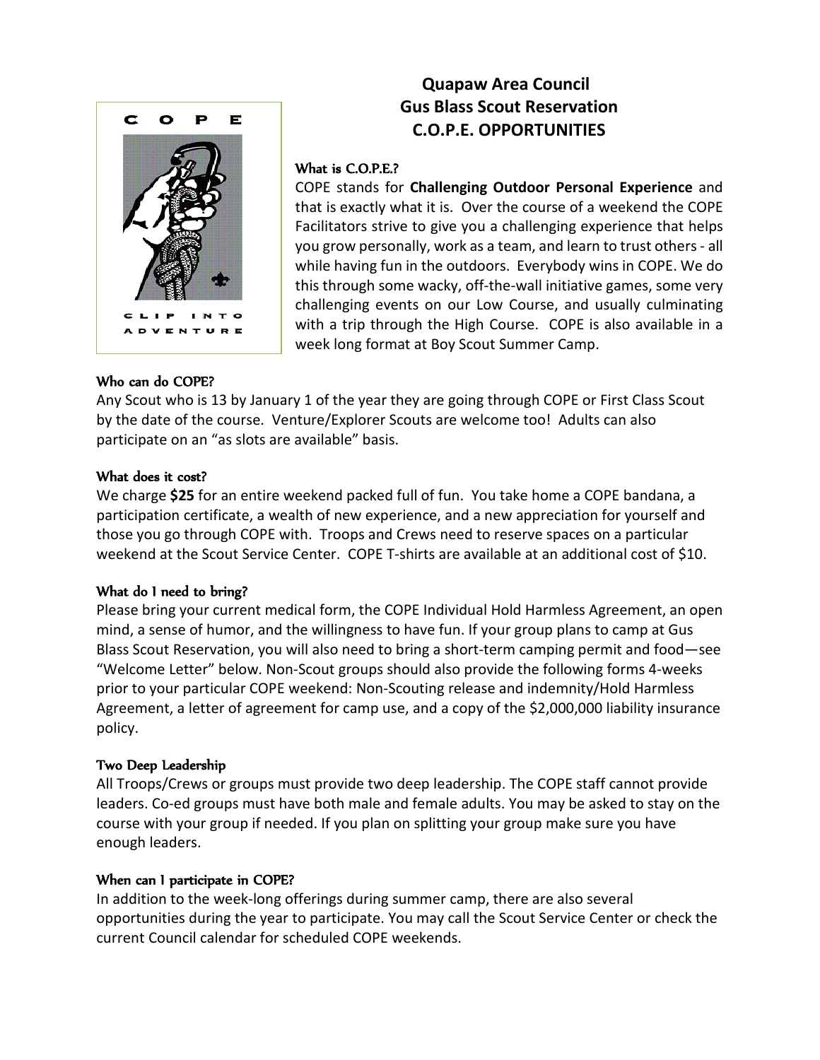# Quapaw Area Council
# Gus Blass Scout Reservation
# C.O.P.E. OPPORTUNITIES

### What is C.O.P.E.?

COPE stands for **Challenging Outdoor Personal Experience** and that is exactly what it is. Over the course of a weekend the COPE Facilitators strive to give you a challenging experience that helps you grow personally, work as a team, and learn to trust others - all while having fun in the outdoors. Everybody wins in COPE. We do this through some wacky, off-the-wall initiative games, some very challenging events on our Low Course, and usually culminating with a trip through the High Course. COPE is also available in a week long format at Boy Scout Summer Camp.

### Who can do COPE?

Any Scout who is 13 by January 1 of the year they are going through COPE or First Class Scout by the date of the course. Venture/Explorer Scouts are welcome too! Adults can also participate on an "as slots are available" basis.

### What does it cost?

We charge **$25** for an entire weekend packed full of fun. You take home a COPE bandana, a participation certificate, a wealth of new experience, and a new appreciation for yourself and those you go through COPE with. Troops and Crews need to reserve spaces on a particular weekend at the Scout Service Center. COPE T-shirts are available at an additional cost of $10.

### What do I need to bring?

Please bring your current medical form, the COPE Individual Hold Harmless Agreement, an open mind, a sense of humor, and the willingness to have fun. If your group plans to camp at Gus Blass Scout Reservation, you will also need to bring a short-term camping permit and food—see "Welcome Letter" below. Non-Scout groups should also provide the following forms 4-weeks prior to your particular COPE weekend: Non-Scouting release and indemnity/Hold Harmless Agreement, a letter of agreement for camp use, and a copy of the $2,000,000 liability insurance policy.

### Two Deep Leadership

All Troops/Crews or groups must provide two deep leadership. The COPE staff cannot provide leaders. Co-ed groups must have both male and female adults. You may be asked to stay on the course with your group if needed. If you plan on splitting your group make sure you have enough leaders.

### When can I participate in COPE?

In addition to the week-long offerings during summer camp, there are also several opportunities during the year to participate. You may call the Scout Service Center or check the current Council calendar for scheduled COPE weekends.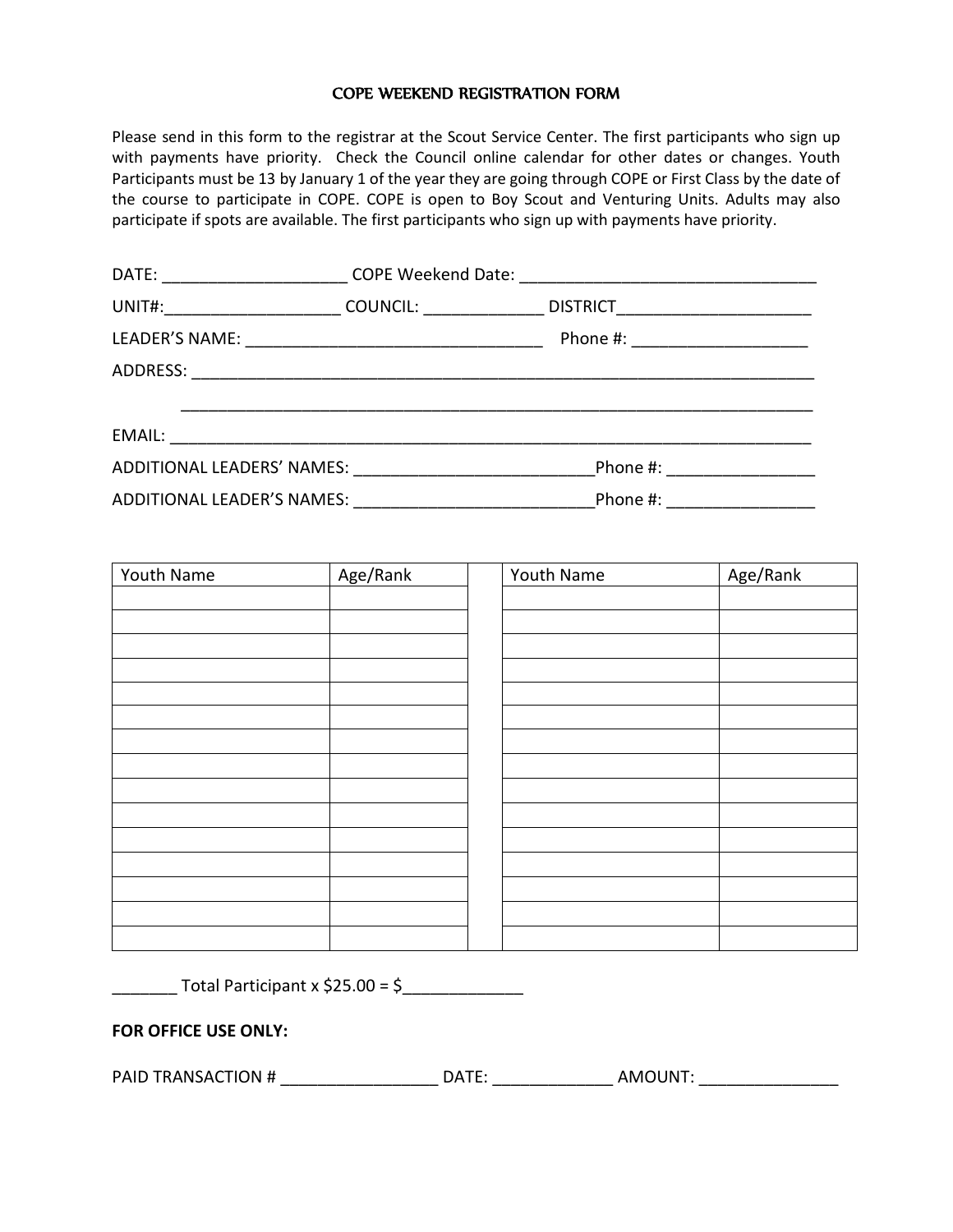# COPE WEEKEND REGISTRATION FORM

Please send in this form to the registrar at the Scout Service Center. The first participants who sign up with payments have priority. Check the Council online calendar for other dates or changes. Youth Participants must be 13 by January 1 of the year they are going through COPE or First Class by the date of the course to participate in COPE. COPE is open to Boy Scout and Venturing Units. Adults may also participate if spots are available. The first participants who sign up with payments have priority.

DATE: ____________________ COPE Weekend Date: ________________________________

UNIT#:___________________ COUNCIL: _____________ DISTRICT_____________________

LEADER'S NAME: _________________________________ Phone #: ___________________

ADDRESS: ______________________________________________________________________

______________________________________________________________________

EMAIL: ________________________________________________________________________

ADDITIONAL LEADERS' NAMES: __________________________Phone #: ________________

ADDITIONAL LEADER'S NAMES: __________________________Phone #: ________________

| Youth Name | Age/Rank | | Youth Name | Age/Rank |
|---|---|---|---|---|
| | | | | |
| | | | | |
| | | | | |
| | | | | |
| | | | | |
| | | | | |
| | | | | |
| | | | | |
| | | | | |
| | | | | |
| | | | | |
| | | | | |
| | | | | |
| | | | | |
| | | | | |

_______ Total Participant x $25.00 = $_____________

**FOR OFFICE USE ONLY:**

PAID TRANSACTION # _________________ DATE: _____________ AMOUNT: _______________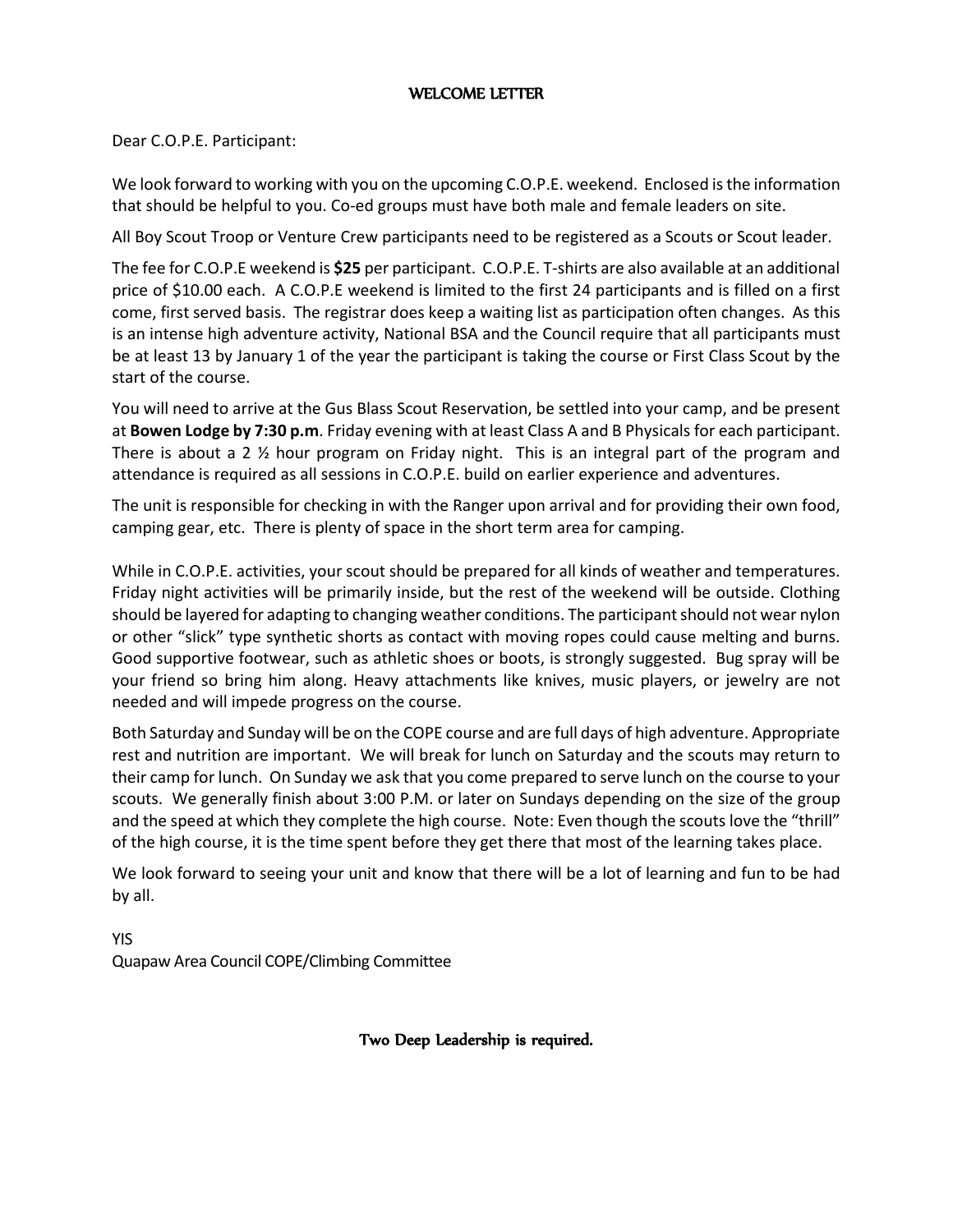# WELCOME LETTER

Dear C.O.P.E. Participant:

We look forward to working with you on the upcoming C.O.P.E. weekend. Enclosed is the information that should be helpful to you. Co-ed groups must have both male and female leaders on site.

All Boy Scout Troop or Venture Crew participants need to be registered as a Scouts or Scout leader.

The fee for C.O.P.E weekend is **$25** per participant. C.O.P.E. T-shirts are also available at an additional price of $10.00 each. A C.O.P.E weekend is limited to the first 24 participants and is filled on a first come, first served basis. The registrar does keep a waiting list as participation often changes. As this is an intense high adventure activity, National BSA and the Council require that all participants must be at least 13 by January 1 of the year the participant is taking the course or First Class Scout by the start of the course.

You will need to arrive at the Gus Blass Scout Reservation, be settled into your camp, and be present at **Bowen Lodge by 7:30 p.m**. Friday evening with at least Class A and B Physicals for each participant. There is about a 2 ½ hour program on Friday night. This is an integral part of the program and attendance is required as all sessions in C.O.P.E. build on earlier experience and adventures.

The unit is responsible for checking in with the Ranger upon arrival and for providing their own food, camping gear, etc. There is plenty of space in the short term area for camping.

While in C.O.P.E. activities, your scout should be prepared for all kinds of weather and temperatures. Friday night activities will be primarily inside, but the rest of the weekend will be outside. Clothing should be layered for adapting to changing weather conditions. The participant should not wear nylon or other "slick" type synthetic shorts as contact with moving ropes could cause melting and burns. Good supportive footwear, such as athletic shoes or boots, is strongly suggested. Bug spray will be your friend so bring him along. Heavy attachments like knives, music players, or jewelry are not needed and will impede progress on the course.

Both Saturday and Sunday will be on the COPE course and are full days of high adventure. Appropriate rest and nutrition are important. We will break for lunch on Saturday and the scouts may return to their camp for lunch. On Sunday we ask that you come prepared to serve lunch on the course to your scouts. We generally finish about 3:00 P.M. or later on Sundays depending on the size of the group and the speed at which they complete the high course. Note: Even though the scouts love the "thrill" of the high course, it is the time spent before they get there that most of the learning takes place.

We look forward to seeing your unit and know that there will be a lot of learning and fun to be had by all.

YIS
Quapaw Area Council COPE/Climbing Committee

**Two Deep Leadership is required.**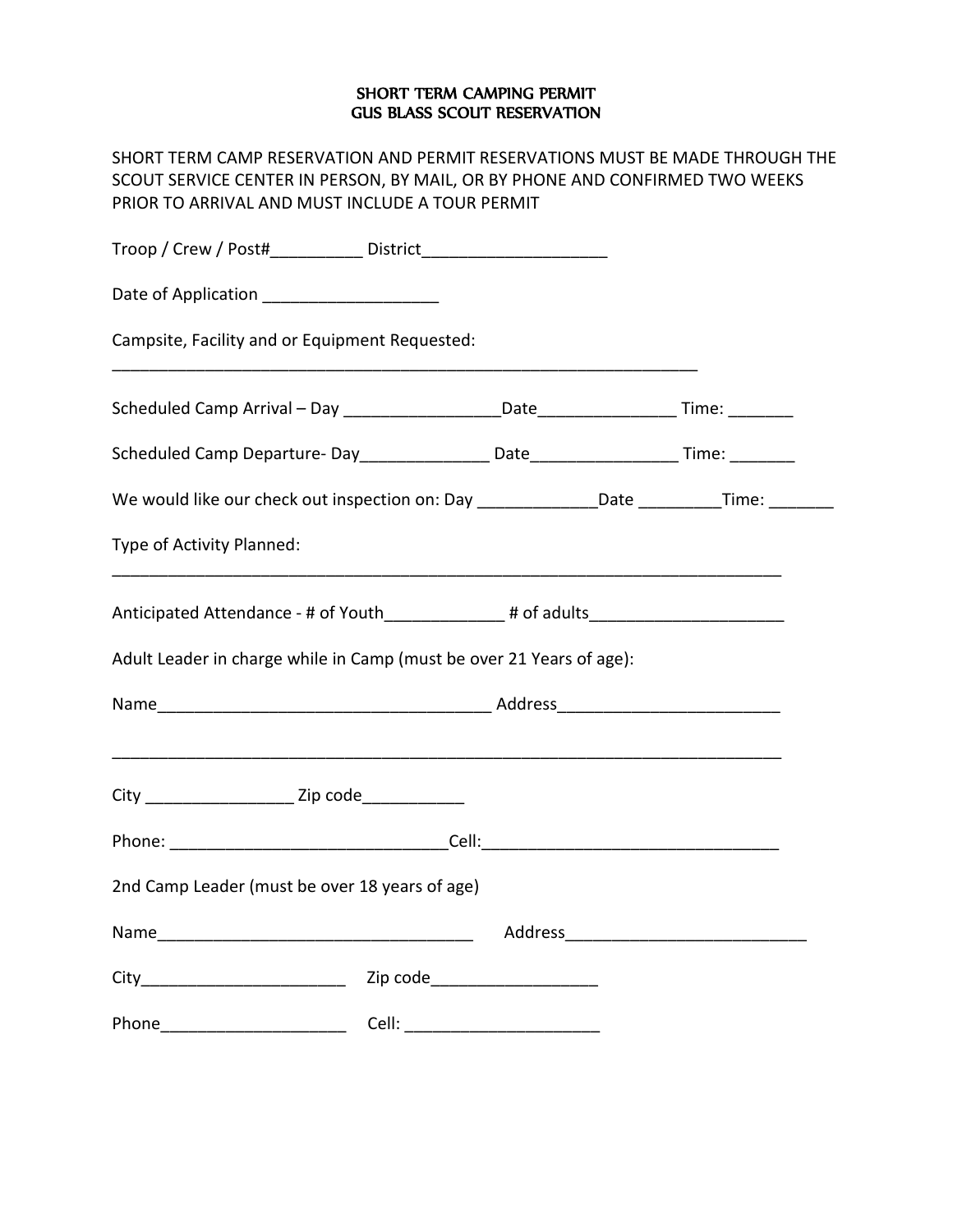# SHORT TERM CAMPING PERMIT
# GUS BLASS SCOUT RESERVATION

SHORT TERM CAMP RESERVATION AND PERMIT RESERVATIONS MUST BE MADE THROUGH THE SCOUT SERVICE CENTER IN PERSON, BY MAIL, OR BY PHONE AND CONFIRMED TWO WEEKS PRIOR TO ARRIVAL AND MUST INCLUDE A TOUR PERMIT

Troop / Crew / Post#__________ District____________________

Date of Application ___________________

Campsite, Facility and or Equipment Requested:
_________________________________________________________________

Scheduled Camp Arrival – Day _________________Date_______________ Time: _______

Scheduled Camp Departure- Day______________ Date________________ Time: _______

We would like our check out inspection on: Day _____________Date _________Time: _______

Type of Activity Planned:
__________________________________________________________________________

Anticipated Attendance - # of Youth_____________ # of adults_____________________

Adult Leader in charge while in Camp (must be over 21 Years of age):

Name____________________________________ Address________________________

__________________________________________________________________________

City ________________ Zip code___________

Phone: ______________________________Cell:________________________________

2nd Camp Leader (must be over 18 years of age)

Name__________________________________ Address__________________________

City______________________ Zip code__________________

Phone____________________ Cell: _____________________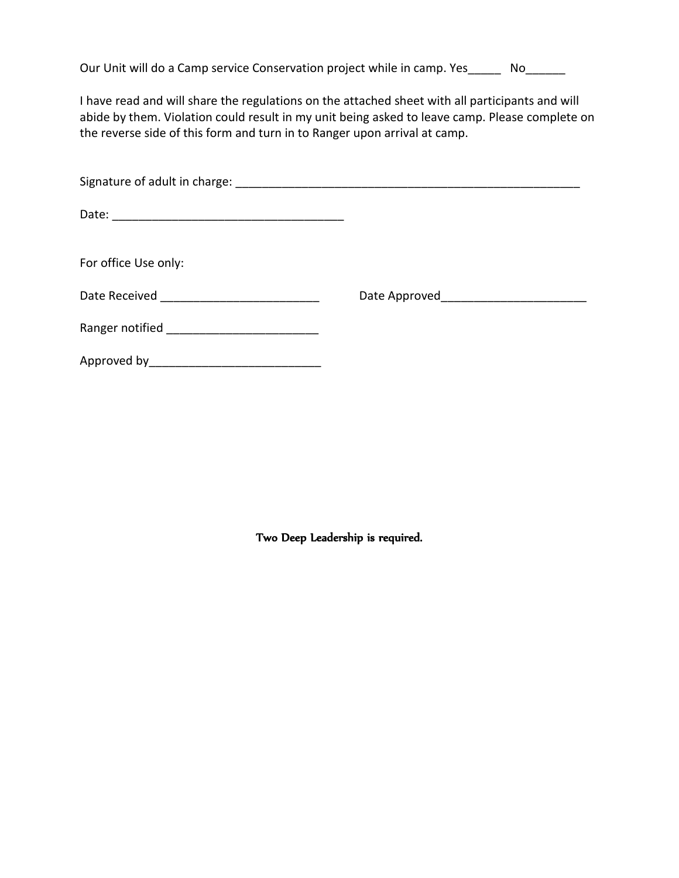Our Unit will do a Camp service Conservation project while in camp. Yes_____ No______

I have read and will share the regulations on the attached sheet with all participants and will abide by them. Violation could result in my unit being asked to leave camp. Please complete on the reverse side of this form and turn in to Ranger upon arrival at camp.

Signature of adult in charge: _______________________________________________________

Date: ____________________________________

For office Use only:

Date Received _________________________ Date Approved______________________

Ranger notified _______________________

Approved by__________________________

Two Deep Leadership is required.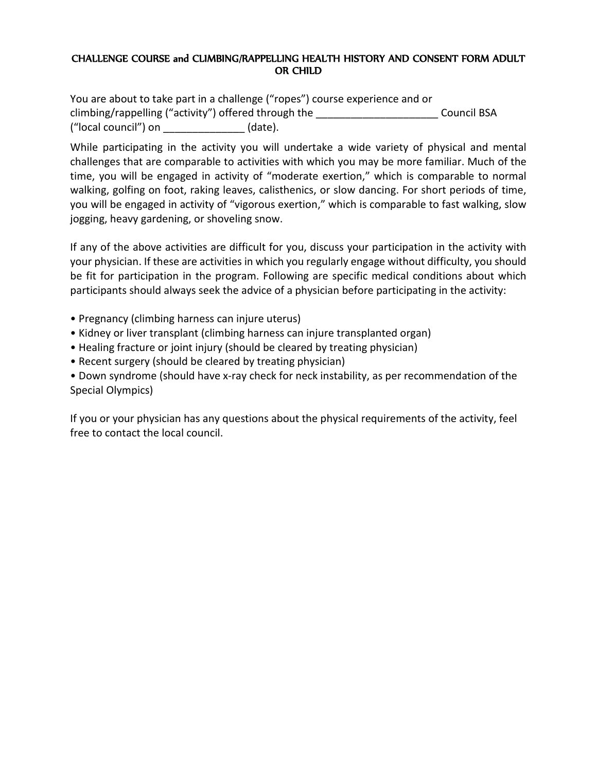# CHALLENGE COURSE and CLIMBING/RAPPELLING HEALTH HISTORY AND CONSENT FORM ADULT OR CHILD

You are about to take part in a challenge ("ropes") course experience and or climbing/rappelling ("activity") offered through the _____________________ Council BSA ("local council") on ______________ (date).

While participating in the activity you will undertake a wide variety of physical and mental challenges that are comparable to activities with which you may be more familiar. Much of the time, you will be engaged in activity of "moderate exertion," which is comparable to normal walking, golfing on foot, raking leaves, calisthenics, or slow dancing. For short periods of time, you will be engaged in activity of "vigorous exertion," which is comparable to fast walking, slow jogging, heavy gardening, or shoveling snow.

If any of the above activities are difficult for you, discuss your participation in the activity with your physician. If these are activities in which you regularly engage without difficulty, you should be fit for participation in the program. Following are specific medical conditions about which participants should always seek the advice of a physician before participating in the activity:

- Pregnancy (climbing harness can injure uterus)
- Kidney or liver transplant (climbing harness can injure transplanted organ)
- Healing fracture or joint injury (should be cleared by treating physician)
- Recent surgery (should be cleared by treating physician)
- Down syndrome (should have x-ray check for neck instability, as per recommendation of the Special Olympics)

If you or your physician has any questions about the physical requirements of the activity, feel free to contact the local council.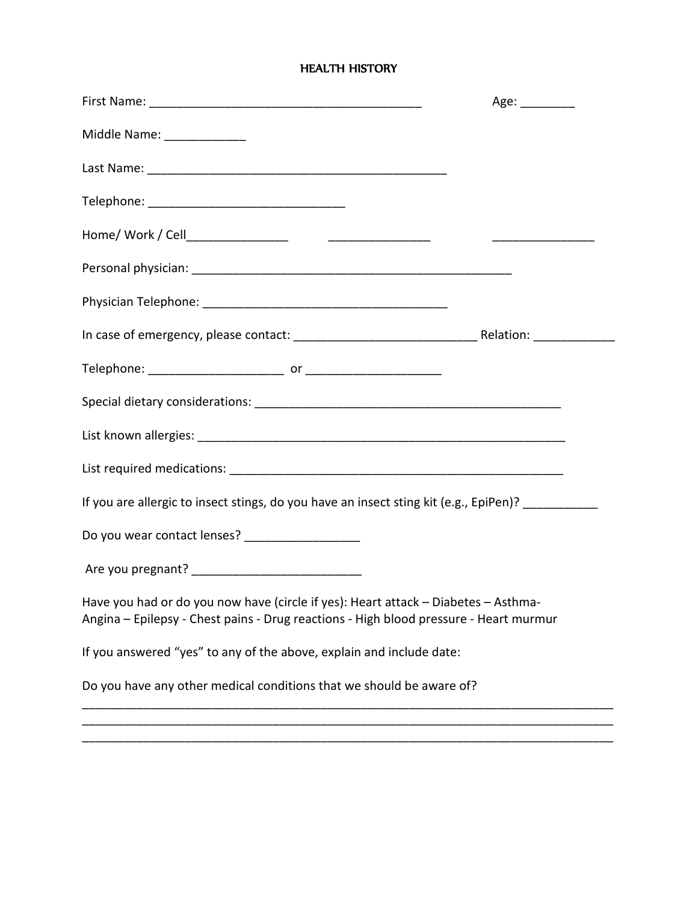# HEALTH HISTORY

First Name: ________________________________________ Age: ________

Middle Name: ____________

Last Name: _____________________________________________

Telephone: _____________________________

Home/ Work / Cell_______________ _______________ _______________

Personal physician: ________________________________________________

Physician Telephone: _____________________________________

In case of emergency, please contact: ___________________________ Relation: ____________

Telephone: ____________________ or ____________________

Special dietary considerations: ______________________________________________

List known allergies: _______________________________________________________

List required medications: __________________________________________________

If you are allergic to insect stings, do you have an insect sting kit (e.g., EpiPen)? ___________

Do you wear contact lenses? _________________

Are you pregnant? _________________________

Have you had or do you now have (circle if yes): Heart attack – Diabetes – Asthma- Angina – Epilepsy - Chest pains - Drug reactions - High blood pressure - Heart murmur

If you answered "yes" to any of the above, explain and include date:

Do you have any other medical conditions that we should be aware of?

_________________________________________________________________________________

_________________________________________________________________________________

_________________________________________________________________________________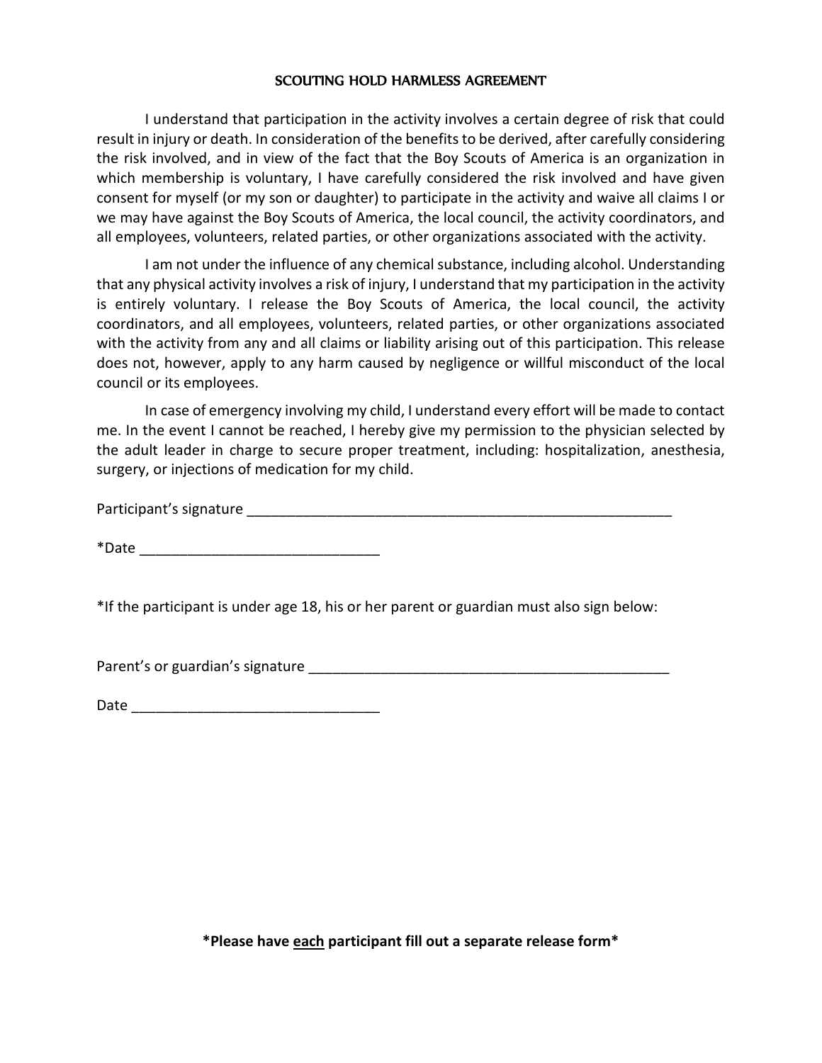## SCOUTING HOLD HARMLESS AGREEMENT

I understand that participation in the activity involves a certain degree of risk that could result in injury or death. In consideration of the benefits to be derived, after carefully considering the risk involved, and in view of the fact that the Boy Scouts of America is an organization in which membership is voluntary, I have carefully considered the risk involved and have given consent for myself (or my son or daughter) to participate in the activity and waive all claims I or we may have against the Boy Scouts of America, the local council, the activity coordinators, and all employees, volunteers, related parties, or other organizations associated with the activity.

I am not under the influence of any chemical substance, including alcohol. Understanding that any physical activity involves a risk of injury, I understand that my participation in the activity is entirely voluntary. I release the Boy Scouts of America, the local council, the activity coordinators, and all employees, volunteers, related parties, or other organizations associated with the activity from any and all claims or liability arising out of this participation. This release does not, however, apply to any harm caused by negligence or willful misconduct of the local council or its employees.

In case of emergency involving my child, I understand every effort will be made to contact me. In the event I cannot be reached, I hereby give my permission to the physician selected by the adult leader in charge to secure proper treatment, including: hospitalization, anesthesia, surgery, or injections of medication for my child.

Participant's signature _______________________________________________________

*Date ______________________________

*If the participant is under age 18, his or her parent or guardian must also sign below:

Parent's or guardian's signature _______________________________________________

Date _______________________________

**\*Please have <u>each</u> participant fill out a separate release form\***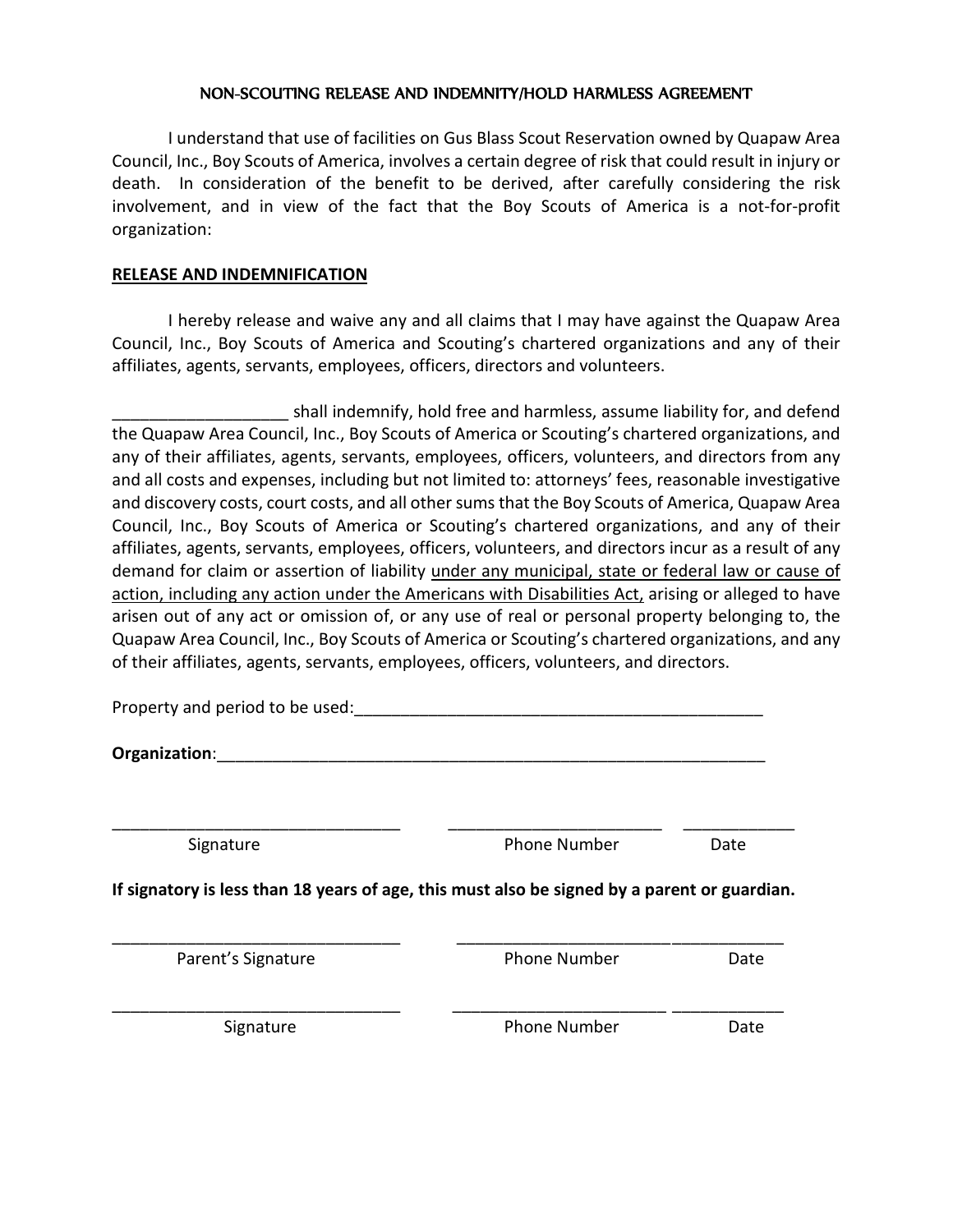NON-SCOUTING RELEASE AND INDEMNITY/HOLD HARMLESS AGREEMENT

I understand that use of facilities on Gus Blass Scout Reservation owned by Quapaw Area Council, Inc., Boy Scouts of America, involves a certain degree of risk that could result in injury or death. In consideration of the benefit to be derived, after carefully considering the risk involvement, and in view of the fact that the Boy Scouts of America is a not-for-profit organization:

**RELEASE AND INDEMNIFICATION**

I hereby release and waive any and all claims that I may have against the Quapaw Area Council, Inc., Boy Scouts of America and Scouting's chartered organizations and any of their affiliates, agents, servants, employees, officers, directors and volunteers.

___________________ shall indemnify, hold free and harmless, assume liability for, and defend the Quapaw Area Council, Inc., Boy Scouts of America or Scouting's chartered organizations, and any of their affiliates, agents, servants, employees, officers, volunteers, and directors from any and all costs and expenses, including but not limited to: attorneys' fees, reasonable investigative and discovery costs, court costs, and all other sums that the Boy Scouts of America, Quapaw Area Council, Inc., Boy Scouts of America or Scouting's chartered organizations, and any of their affiliates, agents, servants, employees, officers, volunteers, and directors incur as a result of any demand for claim or assertion of liability <u>under any municipal, state or federal law or cause of action, including any action under the Americans with Disabilities Act,</u> arising or alleged to have arisen out of any act or omission of, or any use of real or personal property belonging to, the Quapaw Area Council, Inc., Boy Scouts of America or Scouting's chartered organizations, and any of their affiliates, agents, servants, employees, officers, volunteers, and directors.

Property and period to be used:_____________________________________________

**Organization**:______________________________________________________________

| ________________________________ | ________________________ | ____________ |
|---|---|---|
| Signature | Phone Number | Date |

**If signatory is less than 18 years of age, this must also be signed by a parent or guardian.**

| ________________________________ | ________________________ | ____________ |
|---|---|---|
| Parent's Signature | Phone Number | Date |
| ________________________________ | ________________________ | ____________ |
| Signature | Phone Number | Date |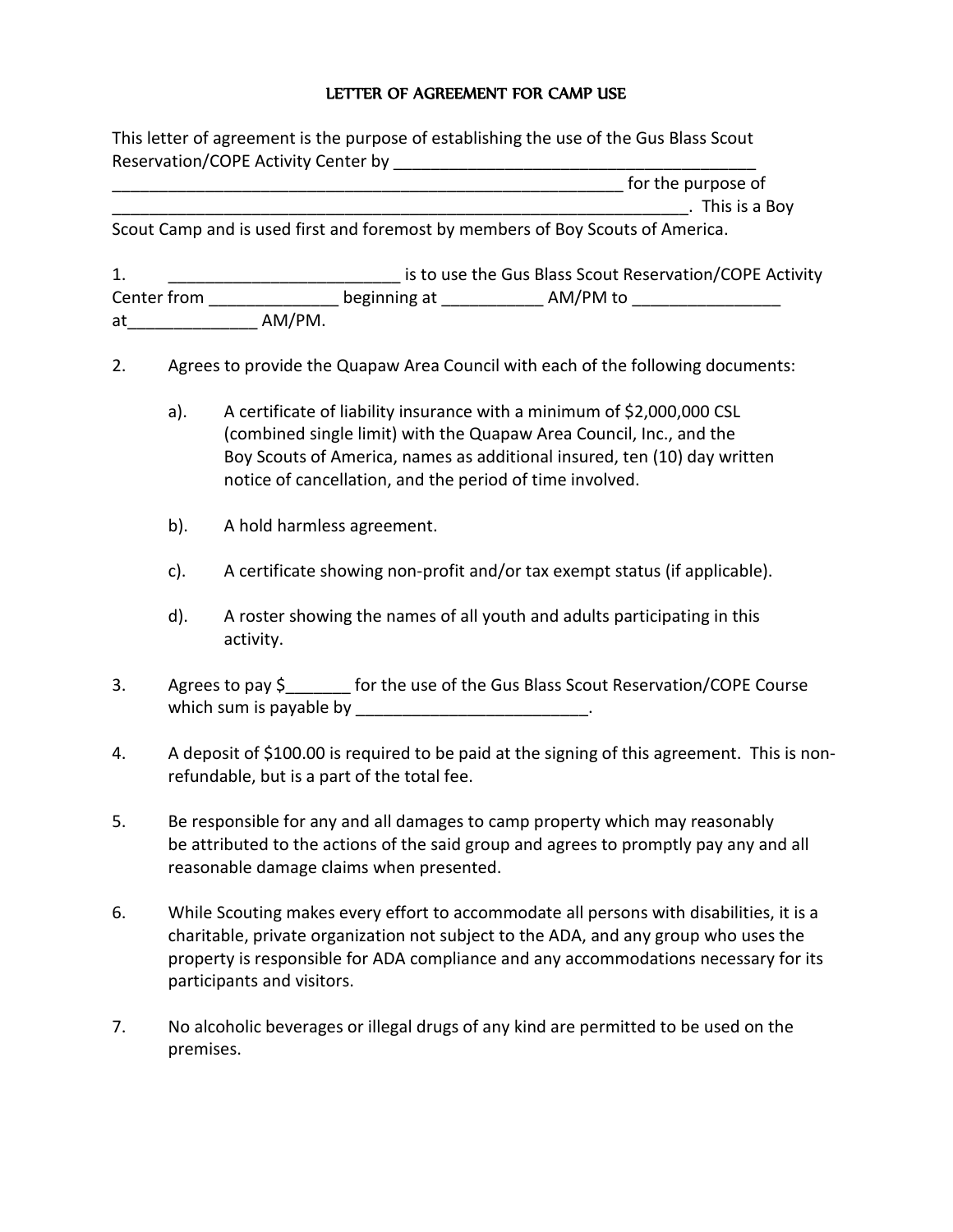# LETTER OF AGREEMENT FOR CAMP USE

This letter of agreement is the purpose of establishing the use of the Gus Blass Scout Reservation/COPE Activity Center by _______________________________________ _________________________________________________________ for the purpose of ______________________________________________________________. This is a Boy Scout Camp and is used first and foremost by members of Boy Scouts of America.

1. _________________________ is to use the Gus Blass Scout Reservation/COPE Activity Center from ______________ beginning at ___________ AM/PM to ________________ at______________ AM/PM.

2. Agrees to provide the Quapaw Area Council with each of the following documents:

   a). A certificate of liability insurance with a minimum of $2,000,000 CSL (combined single limit) with the Quapaw Area Council, Inc., and the Boy Scouts of America, names as additional insured, ten (10) day written notice of cancellation, and the period of time involved.

   b). A hold harmless agreement.

   c). A certificate showing non-profit and/or tax exempt status (if applicable).

   d). A roster showing the names of all youth and adults participating in this activity.

3. Agrees to pay $_______ for the use of the Gus Blass Scout Reservation/COPE Course which sum is payable by _________________________.

4. A deposit of $100.00 is required to be paid at the signing of this agreement. This is non-refundable, but is a part of the total fee.

5. Be responsible for any and all damages to camp property which may reasonably be attributed to the actions of the said group and agrees to promptly pay any and all reasonable damage claims when presented.

6. While Scouting makes every effort to accommodate all persons with disabilities, it is a charitable, private organization not subject to the ADA, and any group who uses the property is responsible for ADA compliance and any accommodations necessary for its participants and visitors.

7. No alcoholic beverages or illegal drugs of any kind are permitted to be used on the premises.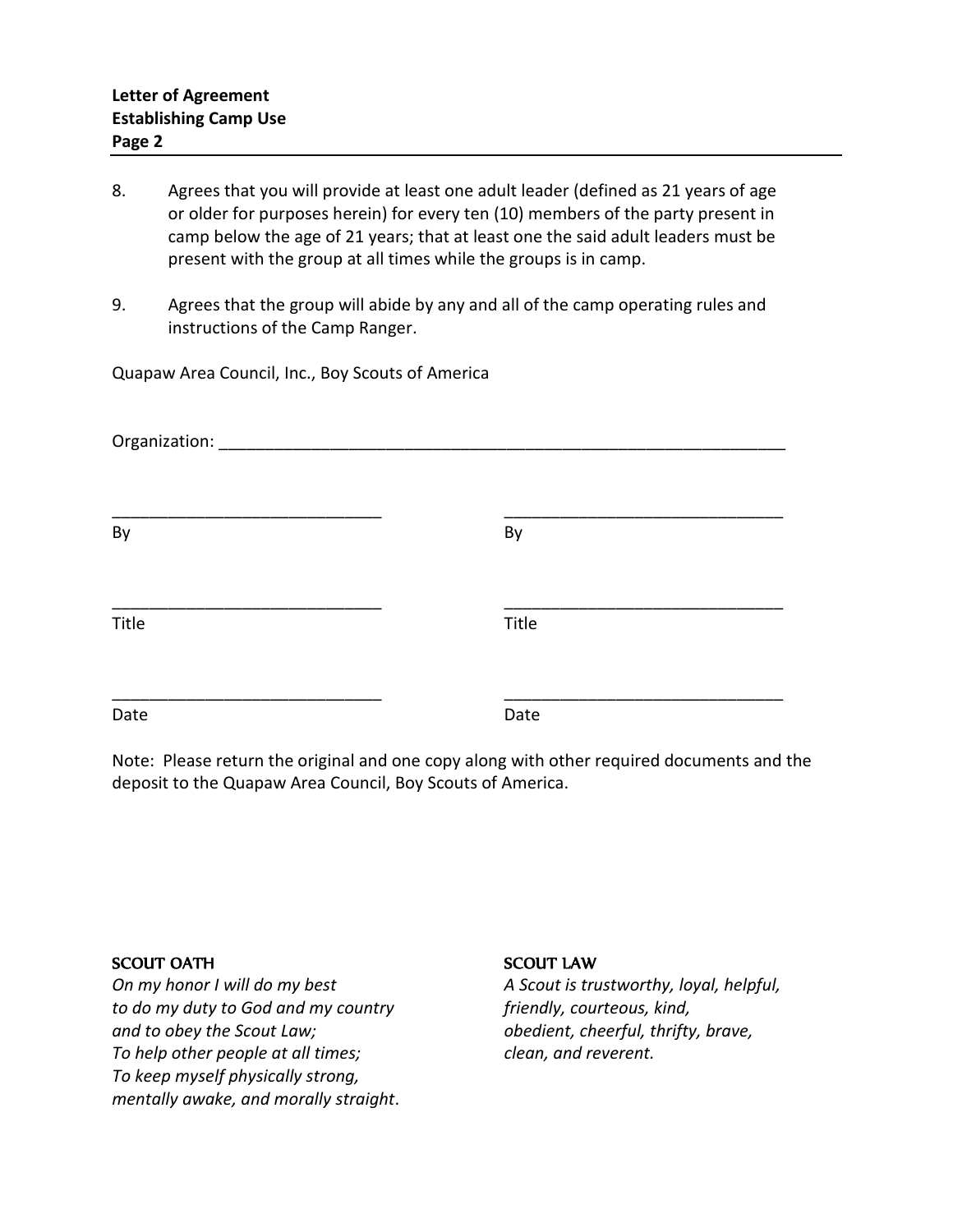8. Agrees that you will provide at least one adult leader (defined as 21 years of age or older for purposes herein) for every ten (10) members of the party present in camp below the age of 21 years; that at least one the said adult leaders must be present with the group at all times while the groups is in camp.

9. Agrees that the group will abide by any and all of the camp operating rules and instructions of the Camp Ranger.

Quapaw Area Council, Inc., Boy Scouts of America

Organization: ____________________________________________________________

| | |
|---|---|
| ____________________________ | ____________________________ |
| By | By |
| ____________________________ | ____________________________ |
| Title | Title |
| ____________________________ | ____________________________ |
| Date | Date |

Note: Please return the original and one copy along with other required documents and the deposit to the Quapaw Area Council, Boy Scouts of America.

**SCOUT OATH**

*On my honor I will do my best*
*to do my duty to God and my country*
*and to obey the Scout Law;*
*To help other people at all times;*
*To keep myself physically strong,*
*mentally awake, and morally straight.*

**SCOUT LAW**

*A Scout is trustworthy, loyal, helpful,*
*friendly, courteous, kind,*
*obedient, cheerful, thrifty, brave,*
*clean, and reverent.*